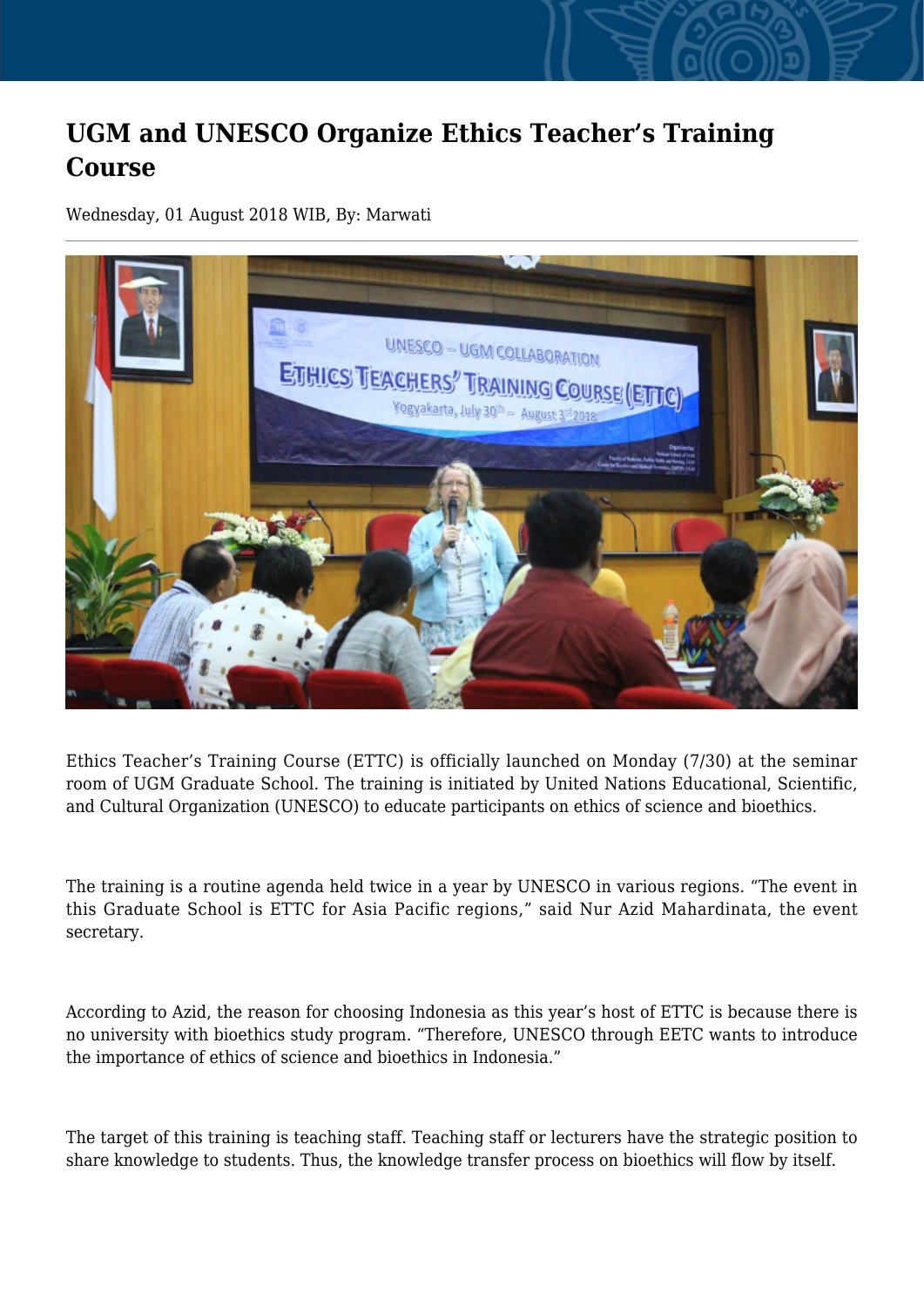# UGM and UNESCO Organize Ethics Teacher's Training Course

Wednesday, 01 August 2018 WIB, By: Marwati

Ethics Teacher's Training Course (ETTC) is officially launched on Monday (7/30) at the seminar room of UGM Graduate School. The training is initiated by United Nations Educational, Scientific, and Cultural Organization (UNESCO) to educate participants on ethics of science and bioethics.

The training is a routine agenda held twice in a year by UNESCO in various regions. "The event in this Graduate School is ETTC for Asia Pacific regions," said Nur Azid Mahardinata, the event secretary.

According to Azid, the reason for choosing Indonesia as this year's host of ETTC is because there is no university with bioethics study program. "Therefore, UNESCO through EETC wants to introduce the importance of ethics of science and bioethics in Indonesia."

The target of this training is teaching staff. Teaching staff or lecturers have the strategic position to share knowledge to students. Thus, the knowledge transfer process on bioethics will flow by itself.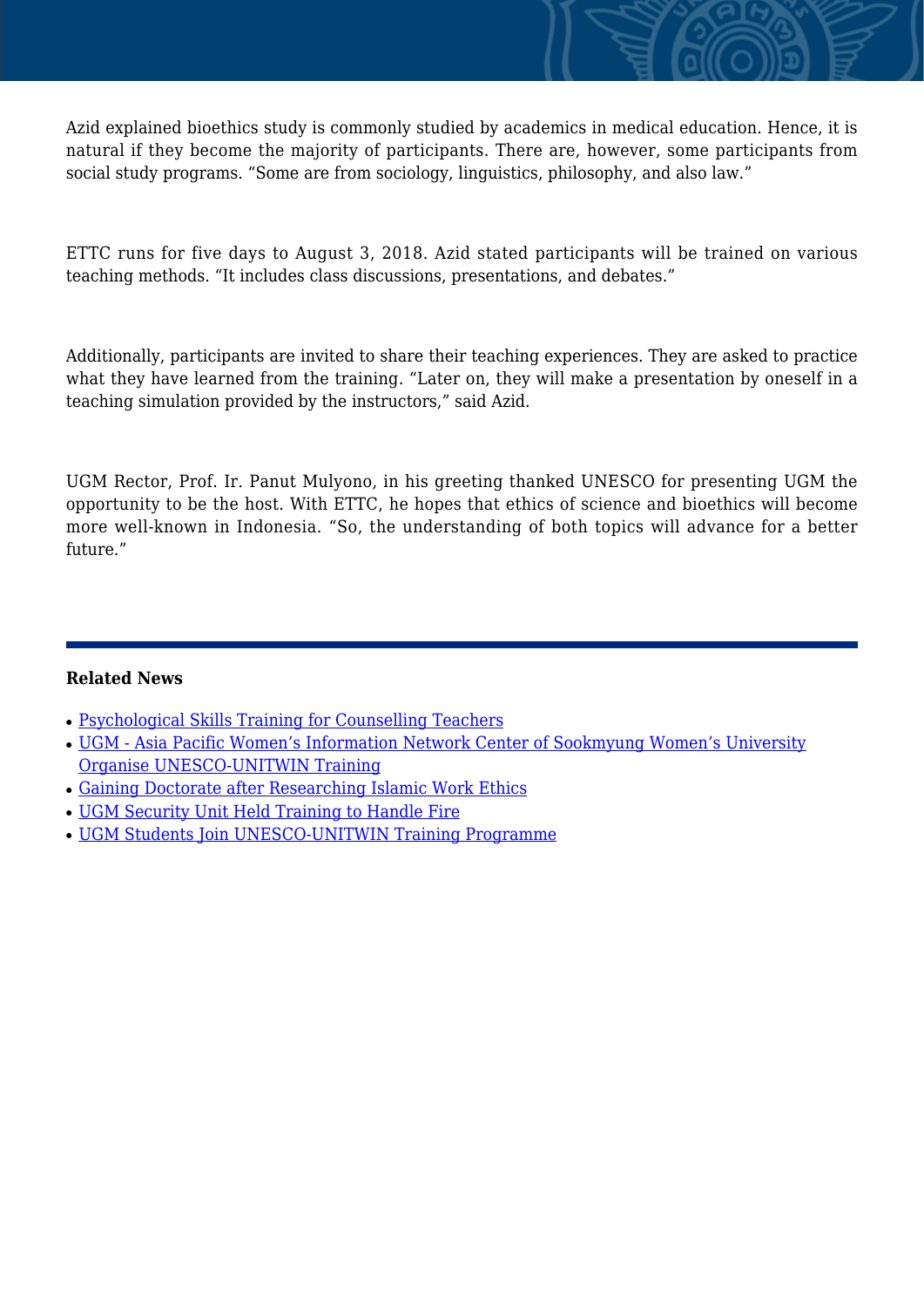Azid explained bioethics study is commonly studied by academics in medical education. Hence, it is natural if they become the majority of participants. There are, however, some participants from social study programs. "Some are from sociology, linguistics, philosophy, and also law."

ETTC runs for five days to August 3, 2018. Azid stated participants will be trained on various teaching methods. "It includes class discussions, presentations, and debates."

Additionally, participants are invited to share their teaching experiences. They are asked to practice what they have learned from the training. "Later on, they will make a presentation by oneself in a teaching simulation provided by the instructors," said Azid.

UGM Rector, Prof. Ir. Panut Mulyono, in his greeting thanked UNESCO for presenting UGM the opportunity to be the host. With ETTC, he hopes that ethics of science and bioethics will become more well-known in Indonesia. "So, the understanding of both topics will advance for a better future."

---

**Related News**

- Psychological Skills Training for Counselling Teachers
- UGM - Asia Pacific Women's Information Network Center of Sookmyung Women's University Organise UNESCO-UNITWIN Training
- Gaining Doctorate after Researching Islamic Work Ethics
- UGM Security Unit Held Training to Handle Fire
- UGM Students Join UNESCO-UNITWIN Training Programme